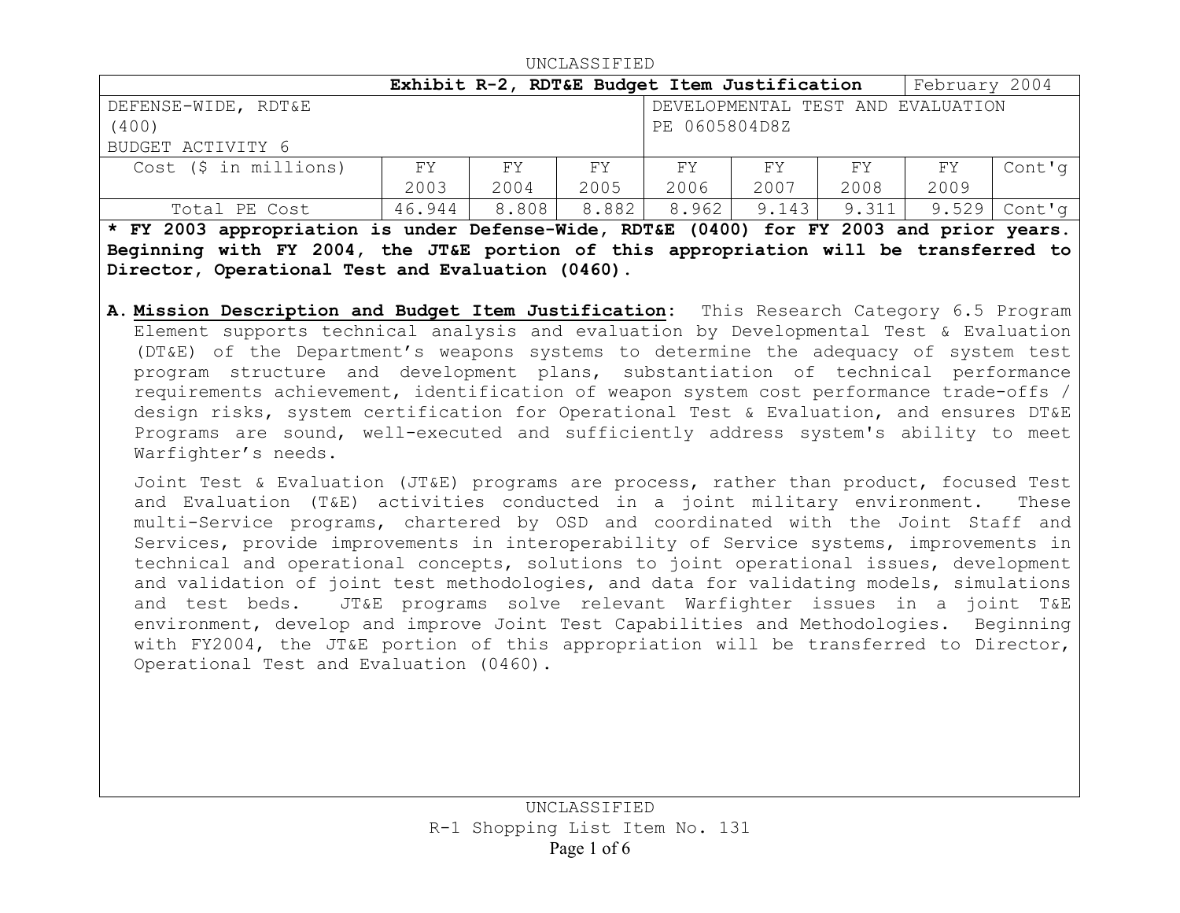UNCLASSIFIED

| **Exhibit R-2, RDT&E Budget Item Justification** | | | | | | | | February 2004 |
|---|---|---|---|---|---|---|---|---|
| DEFENSE-WIDE, RDT&E (400) BUDGET ACTIVITY 6 | | | | DEVELOPMENTAL TEST AND EVALUATION PE 0605804D8Z | | | | |
| Cost ($ in millions) | FY 2003 | FY 2004 | FY 2005 | FY 2006 | FY 2007 | FY 2008 | FY 2009 | Cont'g |
| Total PE Cost | 46.944 | 8.808 | 8.882 | 8.962 | 9.143 | 9.311 | 9.529 | Cont'g |

**\* FY 2003 appropriation is under Defense-Wide, RDT&E (0400) for FY 2003 and prior years. Beginning with FY 2004, the JT&E portion of this appropriation will be transferred to Director, Operational Test and Evaluation (0460).**

**A. Mission Description and Budget Item Justification:** This Research Category 6.5 Program Element supports technical analysis and evaluation by Developmental Test & Evaluation (DT&E) of the Department's weapons systems to determine the adequacy of system test program structure and development plans, substantiation of technical performance requirements achievement, identification of weapon system cost performance trade-offs / design risks, system certification for Operational Test & Evaluation, and ensures DT&E Programs are sound, well-executed and sufficiently address system's ability to meet Warfighter's needs.

Joint Test & Evaluation (JT&E) programs are process, rather than product, focused Test and Evaluation (T&E) activities conducted in a joint military environment. These multi-Service programs, chartered by OSD and coordinated with the Joint Staff and Services, provide improvements in interoperability of Service systems, improvements in technical and operational concepts, solutions to joint operational issues, development and validation of joint test methodologies, and data for validating models, simulations and test beds. JT&E programs solve relevant Warfighter issues in a joint T&E environment, develop and improve Joint Test Capabilities and Methodologies. Beginning with FY2004, the JT&E portion of this appropriation will be transferred to Director, Operational Test and Evaluation (0460).

UNCLASSIFIED

R-1 Shopping List Item No. 131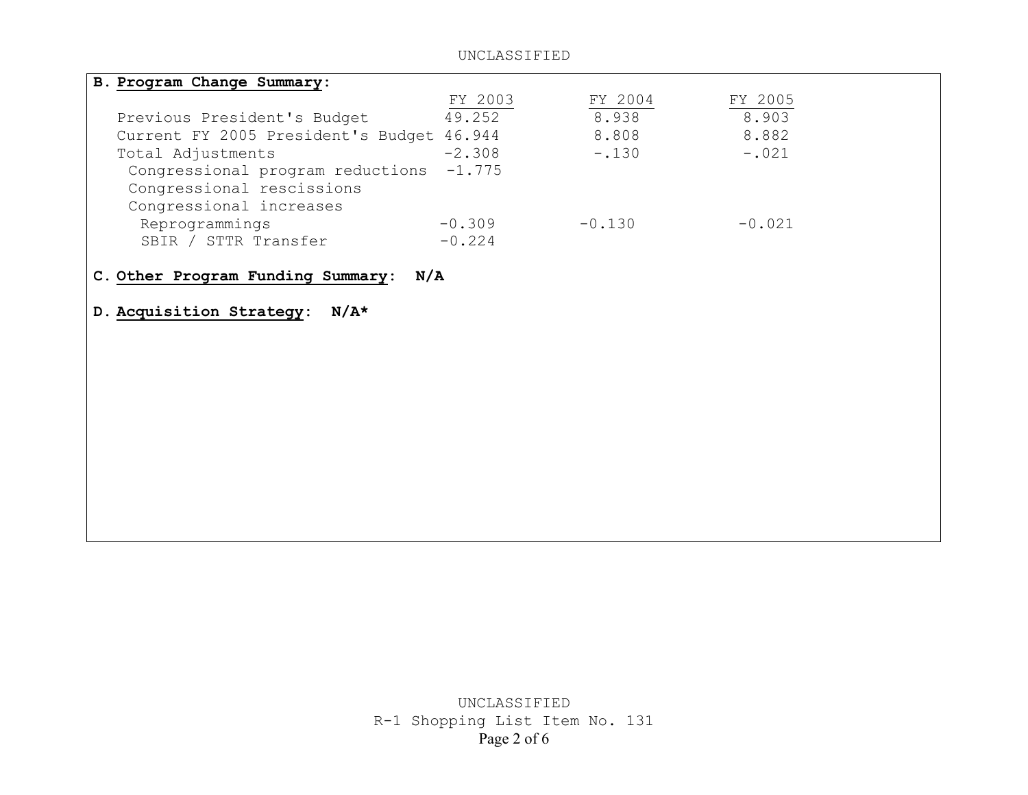**B. Program Change Summary:**

| | FY 2003 | FY 2004 | FY 2005 |
|---|---|---|---|
| Previous President's Budget | 49.252 | 8.938 | 8.903 |
| Current FY 2005 President's Budget | 46.944 | 8.808 | 8.882 |
| Total Adjustments | -2.308 | -.130 | -.021 |
| Congressional program reductions | -1.775 | | |
| Congressional rescissions | | | |
| Congressional increases | | | |
| Reprogrammings | -0.309 | -0.130 | -0.021 |
| SBIR / STTR Transfer | -0.224 | | |

**C. Other Program Funding Summary: N/A**

**D. Acquisition Strategy: N/A***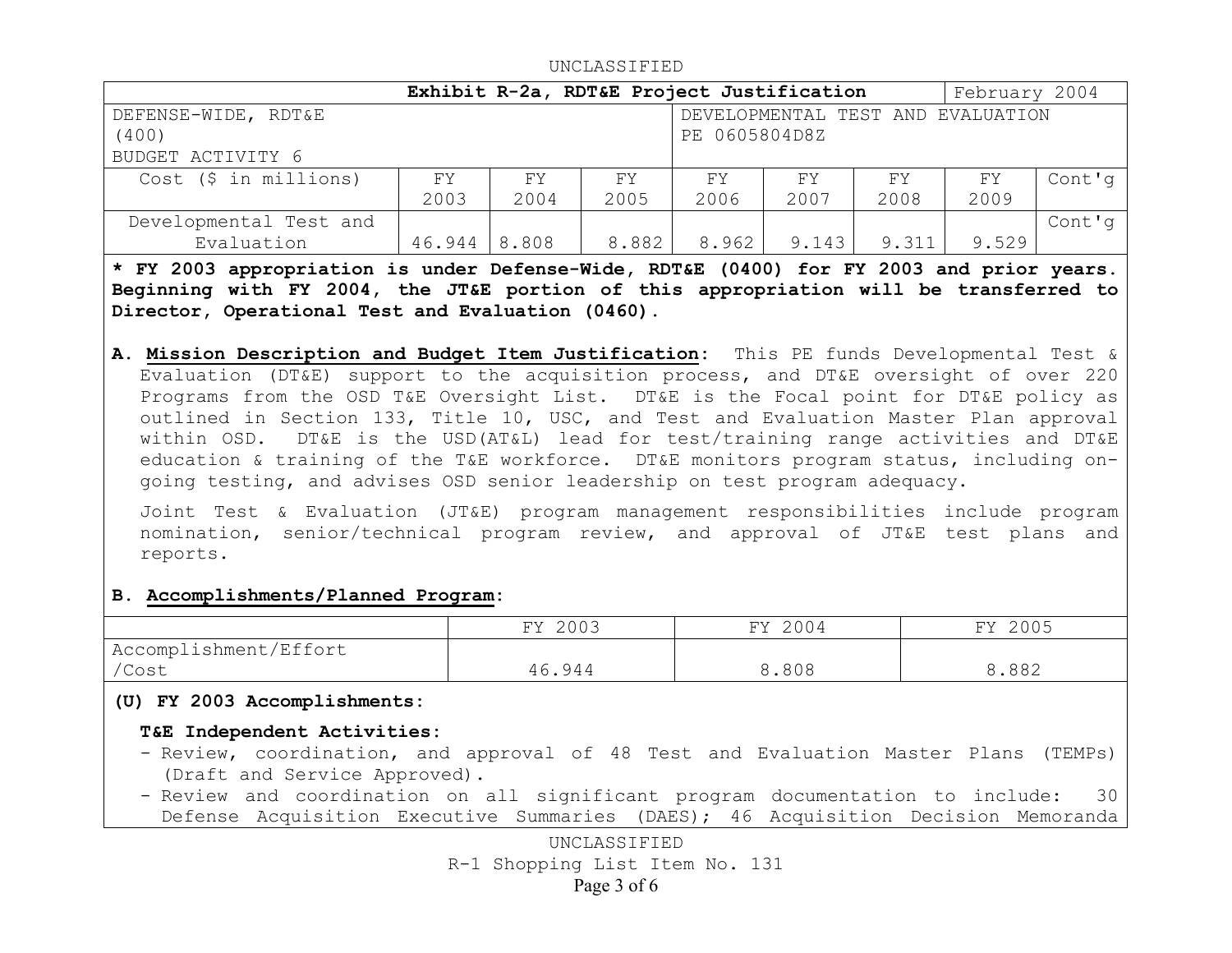| Exhibit R-2a, RDT&E Project Justification | | | | | | | | February 2004 |
|---|---|---|---|---|---|---|---|---|
| DEFENSE-WIDE, RDT&E (400) BUDGET ACTIVITY 6 | | | | DEVELOPMENTAL TEST AND EVALUATION PE 0605804D8Z | | | | |
| Cost ($ in millions) | FY 2003 | FY 2004 | FY 2005 | FY 2006 | FY 2007 | FY 2008 | FY 2009 | Cont'g |
| Developmental Test and Evaluation | 46.944 | 8.808 | 8.882 | 8.962 | 9.143 | 9.311 | 9.529 | Cont'g |

**\* FY 2003 appropriation is under Defense-Wide, RDT&E (0400) for FY 2003 and prior years. Beginning with FY 2004, the JT&E portion of this appropriation will be transferred to Director, Operational Test and Evaluation (0460).**

**A. Mission Description and Budget Item Justification:** This PE funds Developmental Test & Evaluation (DT&E) support to the acquisition process, and DT&E oversight of over 220 Programs from the OSD T&E Oversight List. DT&E is the Focal point for DT&E policy as outlined in Section 133, Title 10, USC, and Test and Evaluation Master Plan approval within OSD. DT&E is the USD(AT&L) lead for test/training range activities and DT&E education & training of the T&E workforce. DT&E monitors program status, including on-going testing, and advises OSD senior leadership on test program adequacy.

Joint Test & Evaluation (JT&E) program management responsibilities include program nomination, senior/technical program review, and approval of JT&E test plans and reports.

**B. Accomplishments/Planned Program:**

| | FY 2003 | FY 2004 | FY 2005 |
|---|---|---|---|
| Accomplishment/Effort /Cost | 46.944 | 8.808 | 8.882 |

**(U) FY 2003 Accomplishments:**

**T&E Independent Activities:**

- Review, coordination, and approval of 48 Test and Evaluation Master Plans (TEMPs) (Draft and Service Approved).
- Review and coordination on all significant program documentation to include: 30 Defense Acquisition Executive Summaries (DAES); 46 Acquisition Decision Memoranda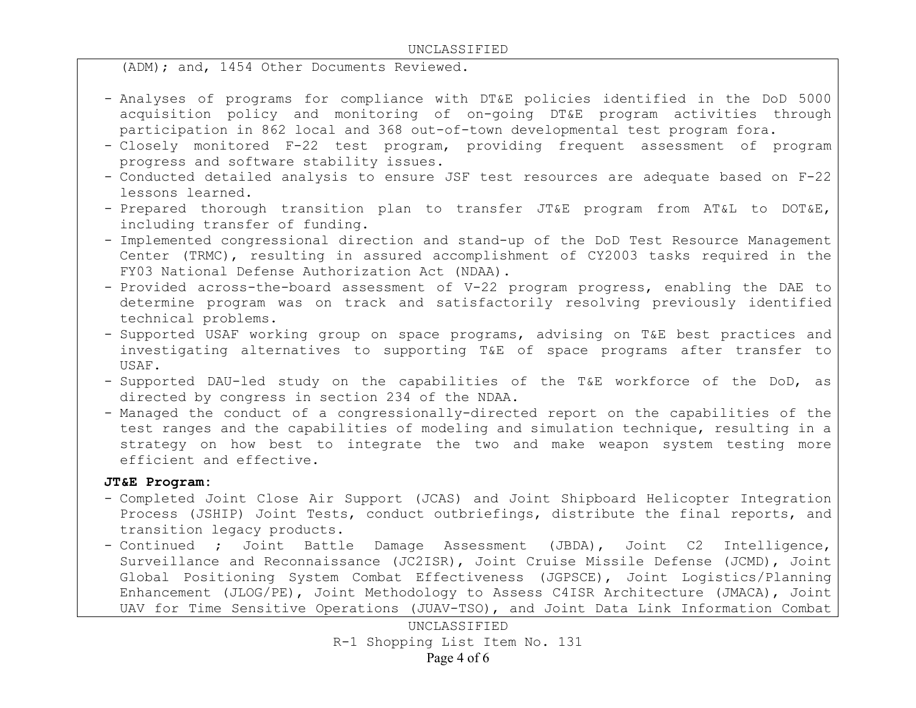(ADM); and, 1454 Other Documents Reviewed.

- Analyses of programs for compliance with DT&E policies identified in the DoD 5000 acquisition policy and monitoring of on-going DT&E program activities through participation in 862 local and 368 out-of-town developmental test program fora.
- Closely monitored F-22 test program, providing frequent assessment of program progress and software stability issues.
- Conducted detailed analysis to ensure JSF test resources are adequate based on F-22 lessons learned.
- Prepared thorough transition plan to transfer JT&E program from AT&L to DOT&E, including transfer of funding.
- Implemented congressional direction and stand-up of the DoD Test Resource Management Center (TRMC), resulting in assured accomplishment of CY2003 tasks required in the FY03 National Defense Authorization Act (NDAA).
- Provided across-the-board assessment of V-22 program progress, enabling the DAE to determine program was on track and satisfactorily resolving previously identified technical problems.
- Supported USAF working group on space programs, advising on T&E best practices and investigating alternatives to supporting T&E of space programs after transfer to USAF.
- Supported DAU-led study on the capabilities of the T&E workforce of the DoD, as directed by congress in section 234 of the NDAA.
- Managed the conduct of a congressionally-directed report on the capabilities of the test ranges and the capabilities of modeling and simulation technique, resulting in a strategy on how best to integrate the two and make weapon system testing more efficient and effective.

**JT&E Program:**

- Completed Joint Close Air Support (JCAS) and Joint Shipboard Helicopter Integration Process (JSHIP) Joint Tests, conduct outbriefings, distribute the final reports, and transition legacy products.
- Continued ; Joint Battle Damage Assessment (JBDA), Joint C2 Intelligence, Surveillance and Reconnaissance (JC2ISR), Joint Cruise Missile Defense (JCMD), Joint Global Positioning System Combat Effectiveness (JGPSCE), Joint Logistics/Planning Enhancement (JLOG/PE), Joint Methodology to Assess C4ISR Architecture (JMACA), Joint UAV for Time Sensitive Operations (JUAV-TSO), and Joint Data Link Information Combat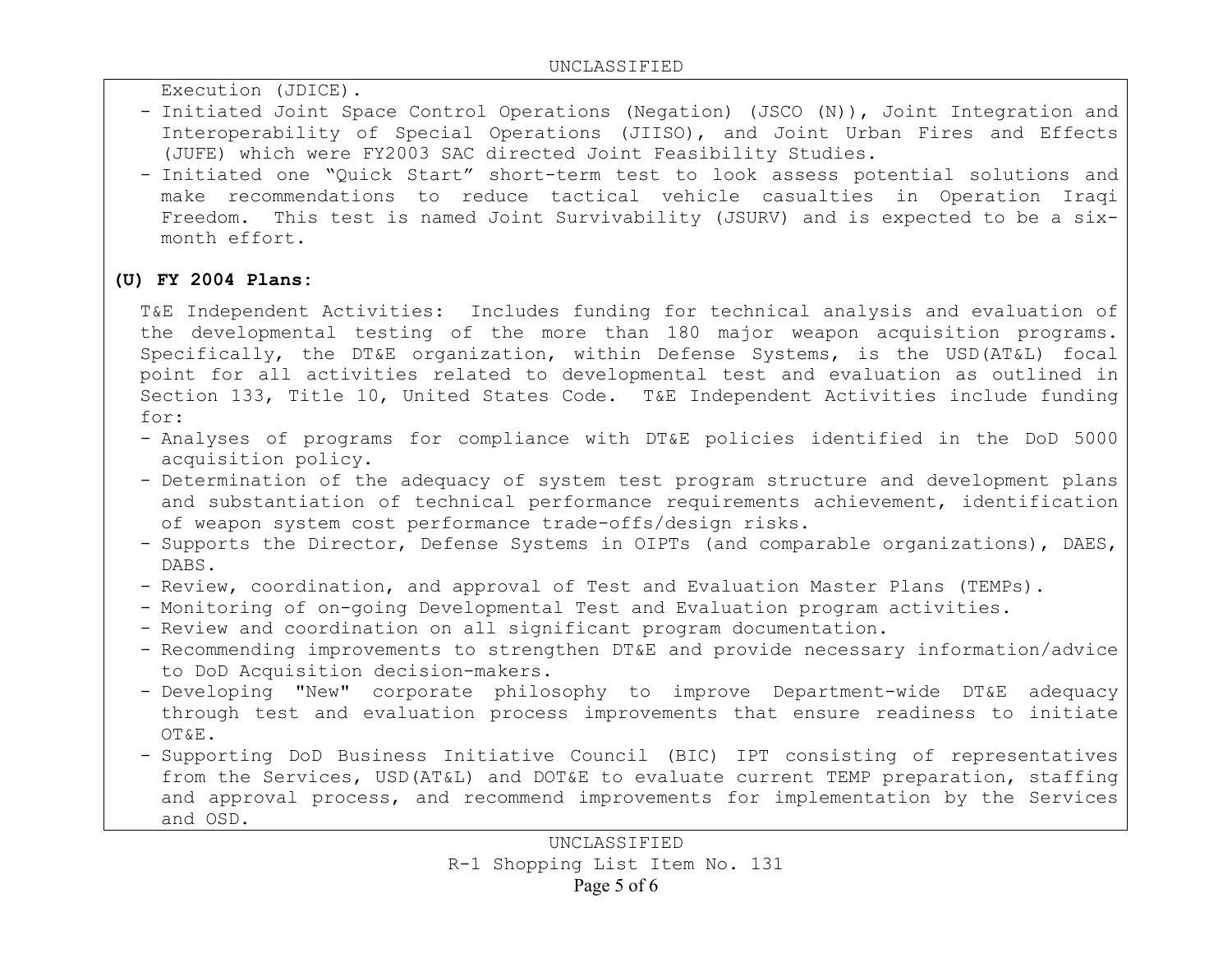Execution (JDICE).

- Initiated Joint Space Control Operations (Negation) (JSCO (N)), Joint Integration and Interoperability of Special Operations (JIISO), and Joint Urban Fires and Effects (JUFE) which were FY2003 SAC directed Joint Feasibility Studies.
- Initiated one "Quick Start" short-term test to look assess potential solutions and make recommendations to reduce tactical vehicle casualties in Operation Iraqi Freedom. This test is named Joint Survivability (JSURV) and is expected to be a six-month effort.

**(U) FY 2004 Plans:**

T&E Independent Activities: Includes funding for technical analysis and evaluation of the developmental testing of the more than 180 major weapon acquisition programs. Specifically, the DT&E organization, within Defense Systems, is the USD(AT&L) focal point for all activities related to developmental test and evaluation as outlined in Section 133, Title 10, United States Code. T&E Independent Activities include funding for:

- Analyses of programs for compliance with DT&E policies identified in the DoD 5000 acquisition policy.
- Determination of the adequacy of system test program structure and development plans and substantiation of technical performance requirements achievement, identification of weapon system cost performance trade-offs/design risks.
- Supports the Director, Defense Systems in OIPTs (and comparable organizations), DAES, DABS.
- Review, coordination, and approval of Test and Evaluation Master Plans (TEMPs).
- Monitoring of on-going Developmental Test and Evaluation program activities.
- Review and coordination on all significant program documentation.
- Recommending improvements to strengthen DT&E and provide necessary information/advice to DoD Acquisition decision-makers.
- Developing "New" corporate philosophy to improve Department-wide DT&E adequacy through test and evaluation process improvements that ensure readiness to initiate OT&E.
- Supporting DoD Business Initiative Council (BIC) IPT consisting of representatives from the Services, USD(AT&L) and DOT&E to evaluate current TEMP preparation, staffing and approval process, and recommend improvements for implementation by the Services and OSD.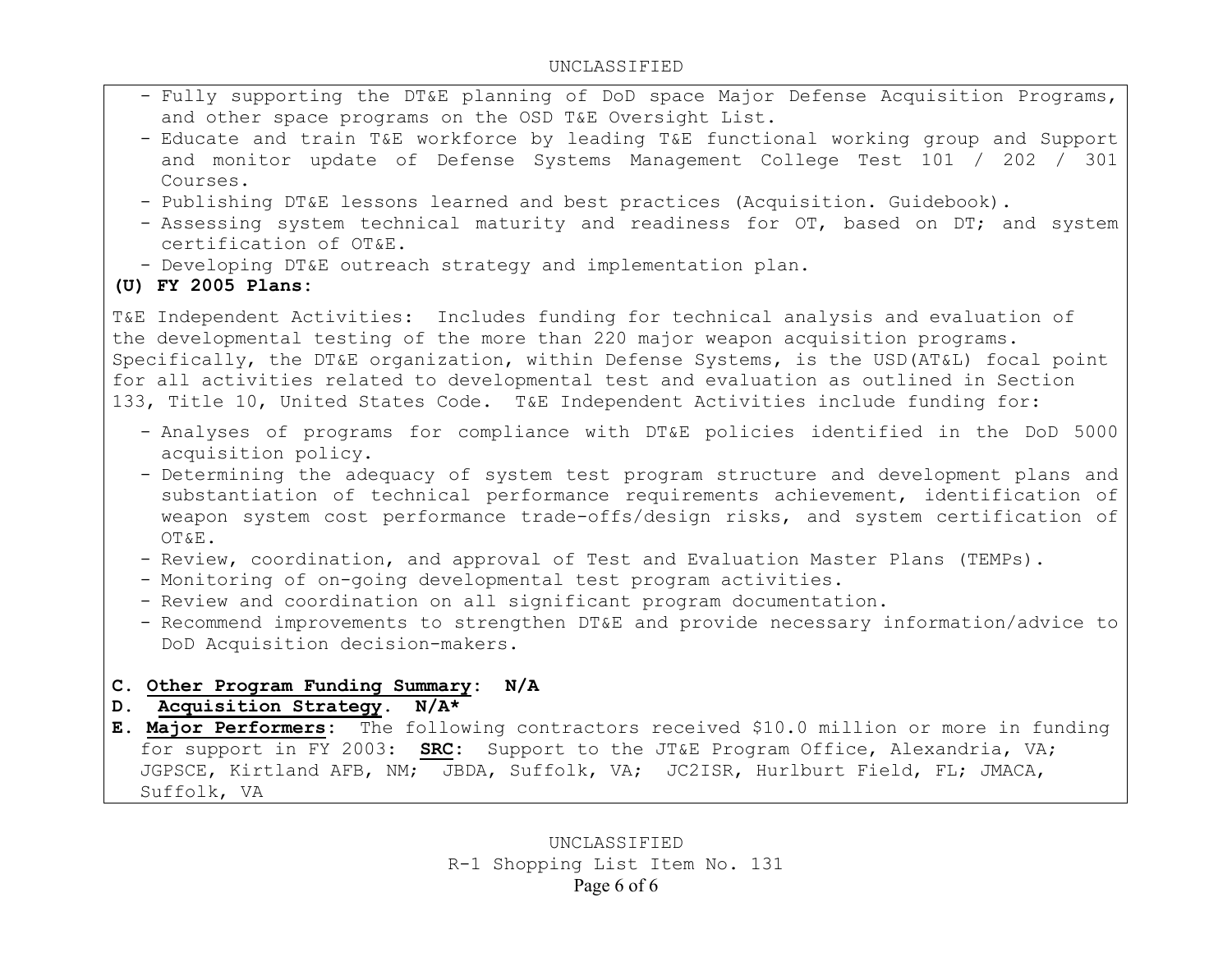- Fully supporting the DT&E planning of DoD space Major Defense Acquisition Programs, and other space programs on the OSD T&E Oversight List.
- Educate and train T&E workforce by leading T&E functional working group and Support and monitor update of Defense Systems Management College Test 101 / 202 / 301 Courses.
- Publishing DT&E lessons learned and best practices (Acquisition. Guidebook).
- Assessing system technical maturity and readiness for OT, based on DT; and system certification of OT&E.
- Developing DT&E outreach strategy and implementation plan.

**(U) FY 2005 Plans:**

T&E Independent Activities: Includes funding for technical analysis and evaluation of the developmental testing of the more than 220 major weapon acquisition programs. Specifically, the DT&E organization, within Defense Systems, is the USD(AT&L) focal point for all activities related to developmental test and evaluation as outlined in Section 133, Title 10, United States Code. T&E Independent Activities include funding for:

- Analyses of programs for compliance with DT&E policies identified in the DoD 5000 acquisition policy.
- Determining the adequacy of system test program structure and development plans and substantiation of technical performance requirements achievement, identification of weapon system cost performance trade-offs/design risks, and system certification of OT&E.
- Review, coordination, and approval of Test and Evaluation Master Plans (TEMPs).
- Monitoring of on-going developmental test program activities.
- Review and coordination on all significant program documentation.
- Recommend improvements to strengthen DT&E and provide necessary information/advice to DoD Acquisition decision-makers.

**C. Other Program Funding Summary: N/A**

**D. Acquisition Strategy. N/A***

**E. Major Performers**: The following contractors received $10.0 million or more in funding for support in FY 2003: **SRC**: Support to the JT&E Program Office, Alexandria, VA; JGPSCE, Kirtland AFB, NM; JBDA, Suffolk, VA; JC2ISR, Hurlburt Field, FL; JMACA, Suffolk, VA